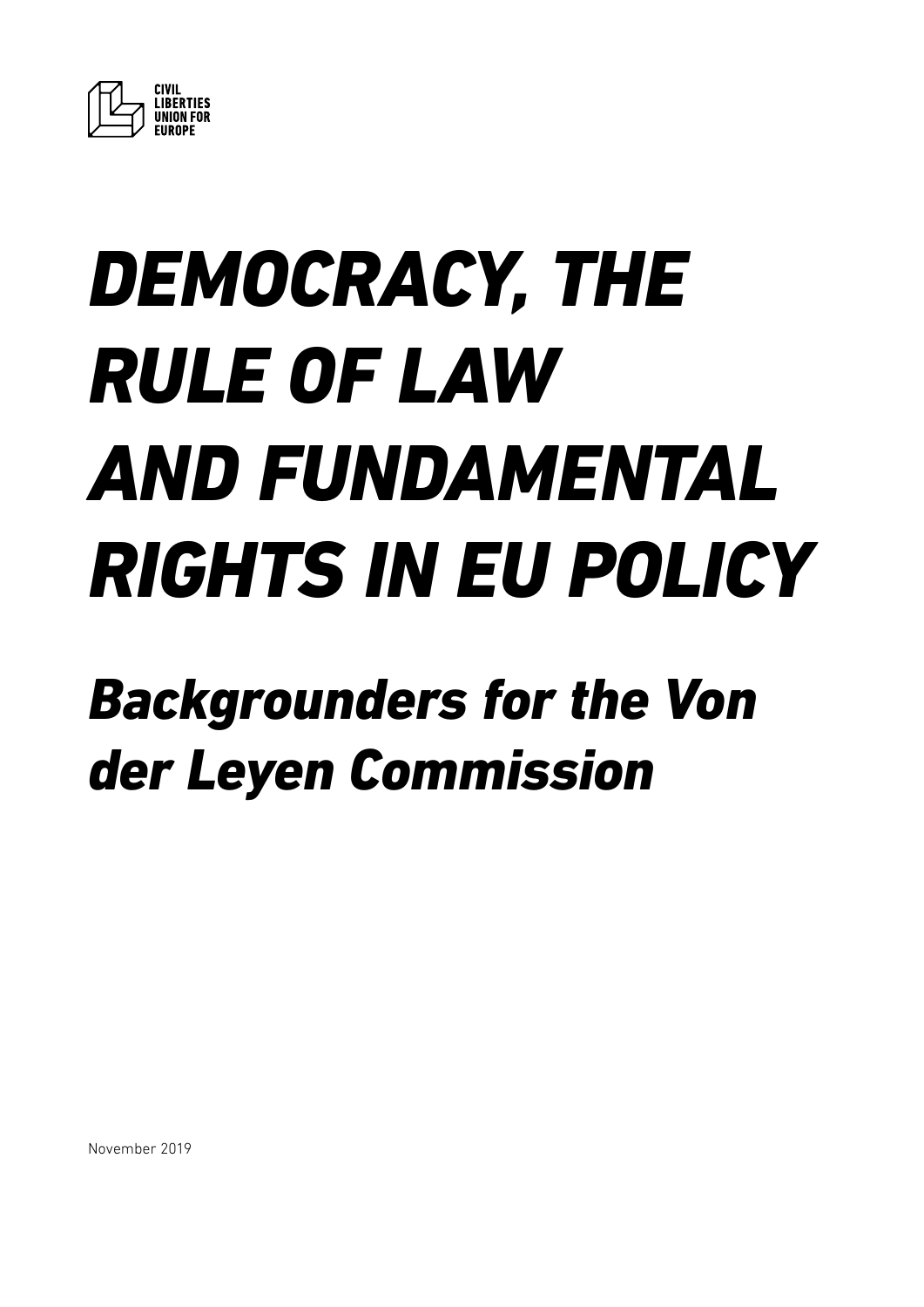CIVIL LIBERTIES UNION FOR EUROPE

# *DEMOCRACY, THE RULE OF LAW AND FUNDAMENTAL RIGHTS IN EU POLICY*

## *Backgrounders for the Von der Leyen Commission*

November 2019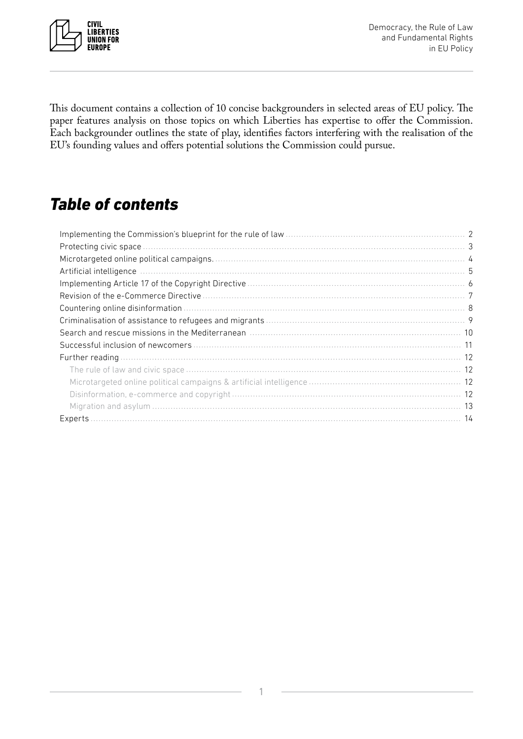This document contains a collection of 10 concise backgrounders in selected areas of EU policy. The paper features analysis on those topics on which Liberties has expertise to offer the Commission. Each backgrounder outlines the state of play, identifies factors interfering with the realisation of the EU's founding values and offers potential solutions the Commission could pursue.

## *Table of contents*

- Implementing the Commission's blueprint for the rule of law ... 2
- Protecting civic space ... 3
- Microtargeted online political campaigns. ... 4
- Artificial intelligence ... 5
- Implementing Article 17 of the Copyright Directive ... 6
- Revision of the e-Commerce Directive ... 7
- Countering online disinformation ... 8
- Criminalisation of assistance to refugees and migrants ... 9
- Search and rescue missions in the Mediterranean ... 10
- Successful inclusion of newcomers ... 11
- Further reading ... 12
  - The rule of law and civic space ... 12
  - Microtargeted online political campaigns & artificial intelligence ... 12
  - Disinformation, e-commerce and copyright ... 12
  - Migration and asylum ... 13
- Experts ... 14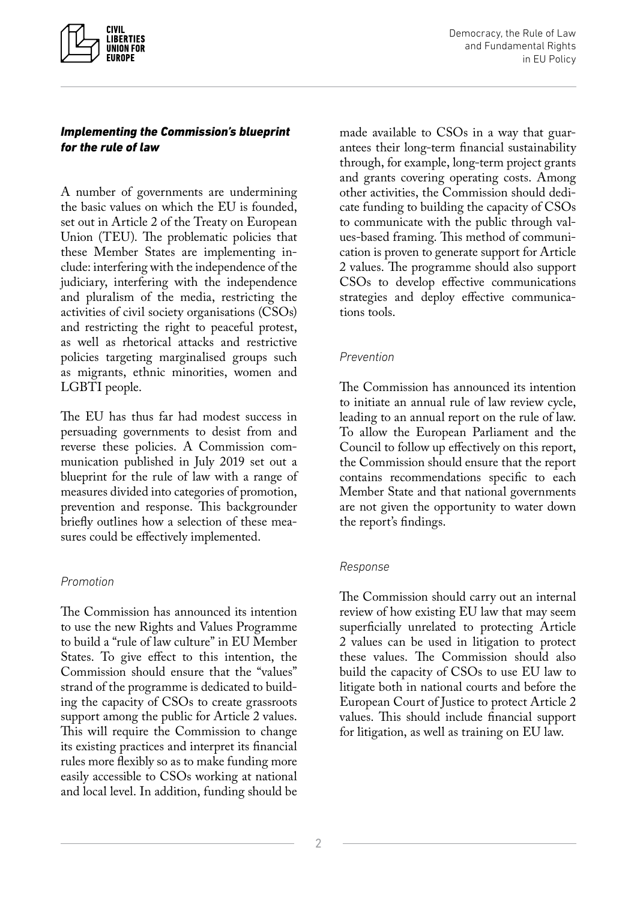## *Implementing the Commission's blueprint for the rule of law*

A number of governments are undermining the basic values on which the EU is founded, set out in Article 2 of the Treaty on European Union (TEU). The problematic policies that these Member States are implementing include: interfering with the independence of the judiciary, interfering with the independence and pluralism of the media, restricting the activities of civil society organisations (CSOs) and restricting the right to peaceful protest, as well as rhetorical attacks and restrictive policies targeting marginalised groups such as migrants, ethnic minorities, women and LGBTI people.

The EU has thus far had modest success in persuading governments to desist from and reverse these policies. A Commission communication published in July 2019 set out a blueprint for the rule of law with a range of measures divided into categories of promotion, prevention and response. This backgrounder briefly outlines how a selection of these measures could be effectively implemented.

### *Promotion*

The Commission has announced its intention to use the new Rights and Values Programme to build a "rule of law culture" in EU Member States. To give effect to this intention, the Commission should ensure that the "values" strand of the programme is dedicated to building the capacity of CSOs to create grassroots support among the public for Article 2 values. This will require the Commission to change its existing practices and interpret its financial rules more flexibly so as to make funding more easily accessible to CSOs working at national and local level. In addition, funding should be made available to CSOs in a way that guarantees their long-term financial sustainability through, for example, long-term project grants and grants covering operating costs. Among other activities, the Commission should dedicate funding to building the capacity of CSOs to communicate with the public through values-based framing. This method of communication is proven to generate support for Article 2 values. The programme should also support CSOs to develop effective communications strategies and deploy effective communications tools.

### *Prevention*

The Commission has announced its intention to initiate an annual rule of law review cycle, leading to an annual report on the rule of law. To allow the European Parliament and the Council to follow up effectively on this report, the Commission should ensure that the report contains recommendations specific to each Member State and that national governments are not given the opportunity to water down the report's findings.

### *Response*

The Commission should carry out an internal review of how existing EU law that may seem superficially unrelated to protecting Article 2 values can be used in litigation to protect these values. The Commission should also build the capacity of CSOs to use EU law to litigate both in national courts and before the European Court of Justice to protect Article 2 values. This should include financial support for litigation, as well as training on EU law.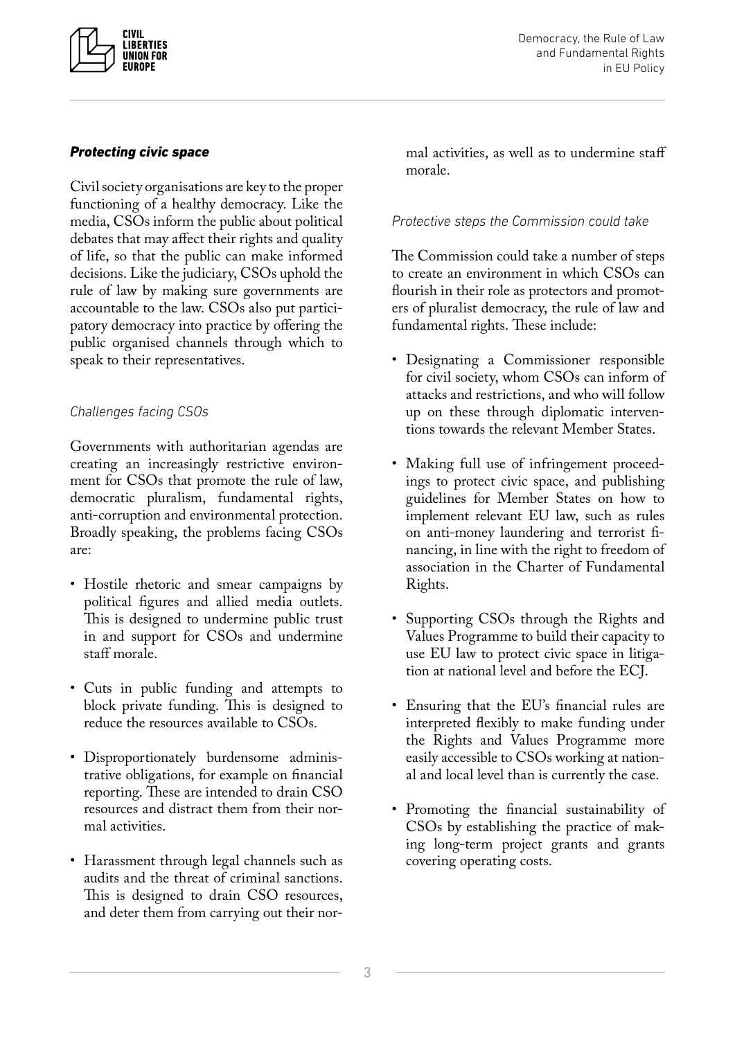### *Protecting civic space*

Civil society organisations are key to the proper functioning of a healthy democracy. Like the media, CSOs inform the public about political debates that may affect their rights and quality of life, so that the public can make informed decisions. Like the judiciary, CSOs uphold the rule of law by making sure governments are accountable to the law. CSOs also put participatory democracy into practice by offering the public organised channels through which to speak to their representatives.

#### *Challenges facing CSOs*

Governments with authoritarian agendas are creating an increasingly restrictive environment for CSOs that promote the rule of law, democratic pluralism, fundamental rights, anti-corruption and environmental protection. Broadly speaking, the problems facing CSOs are:

- Hostile rhetoric and smear campaigns by political figures and allied media outlets. This is designed to undermine public trust in and support for CSOs and undermine staff morale.
- Cuts in public funding and attempts to block private funding. This is designed to reduce the resources available to CSOs.
- Disproportionately burdensome administrative obligations, for example on financial reporting. These are intended to drain CSO resources and distract them from their normal activities.
- Harassment through legal channels such as audits and the threat of criminal sanctions. This is designed to drain CSO resources, and deter them from carrying out their normal activities, as well as to undermine staff morale.

#### *Protective steps the Commission could take*

The Commission could take a number of steps to create an environment in which CSOs can flourish in their role as protectors and promoters of pluralist democracy, the rule of law and fundamental rights. These include:

- Designating a Commissioner responsible for civil society, whom CSOs can inform of attacks and restrictions, and who will follow up on these through diplomatic interventions towards the relevant Member States.
- Making full use of infringement proceedings to protect civic space, and publishing guidelines for Member States on how to implement relevant EU law, such as rules on anti-money laundering and terrorist financing, in line with the right to freedom of association in the Charter of Fundamental Rights.
- Supporting CSOs through the Rights and Values Programme to build their capacity to use EU law to protect civic space in litigation at national level and before the ECJ.
- Ensuring that the EU's financial rules are interpreted flexibly to make funding under the Rights and Values Programme more easily accessible to CSOs working at national and local level than is currently the case.
- Promoting the financial sustainability of CSOs by establishing the practice of making long-term project grants and grants covering operating costs.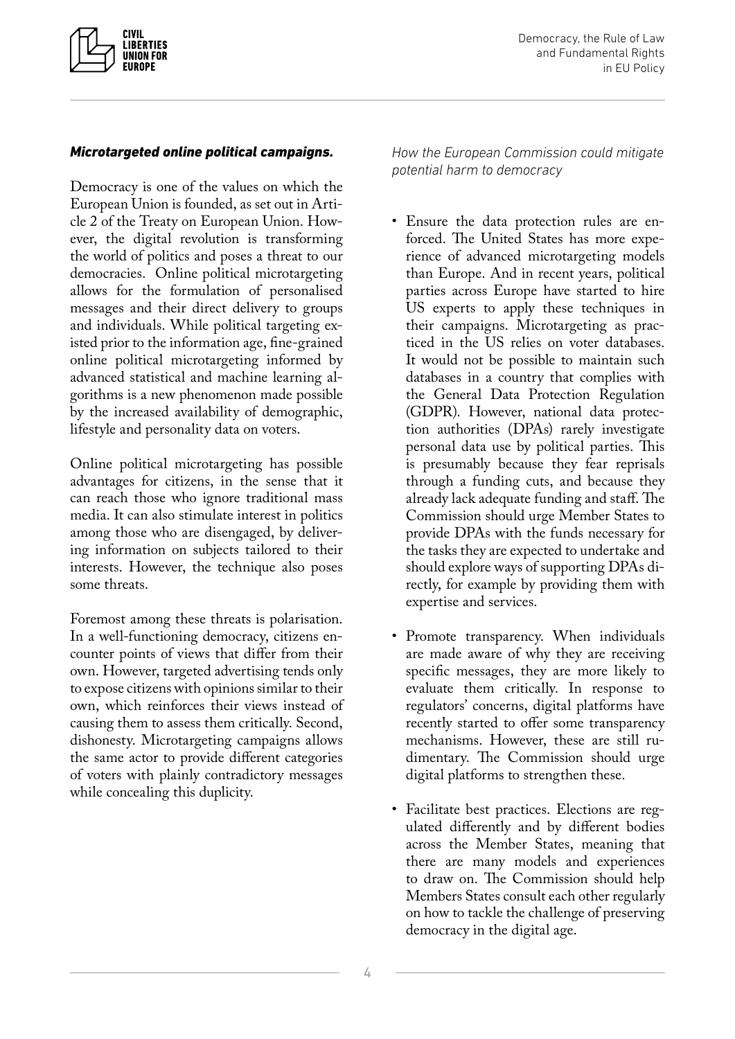***Microtargeted online political campaigns.***

Democracy is one of the values on which the European Union is founded, as set out in Article 2 of the Treaty on European Union. However, the digital revolution is transforming the world of politics and poses a threat to our democracies. Online political microtargeting allows for the formulation of personalised messages and their direct delivery to groups and individuals. While political targeting existed prior to the information age, fine-grained online political microtargeting informed by advanced statistical and machine learning algorithms is a new phenomenon made possible by the increased availability of demographic, lifestyle and personality data on voters.

Online political microtargeting has possible advantages for citizens, in the sense that it can reach those who ignore traditional mass media. It can also stimulate interest in politics among those who are disengaged, by delivering information on subjects tailored to their interests. However, the technique also poses some threats.

Foremost among these threats is polarisation. In a well-functioning democracy, citizens encounter points of views that differ from their own. However, targeted advertising tends only to expose citizens with opinions similar to their own, which reinforces their views instead of causing them to assess them critically. Second, dishonesty. Microtargeting campaigns allows the same actor to provide different categories of voters with plainly contradictory messages while concealing this duplicity.

*How the European Commission could mitigate potential harm to democracy*

- Ensure the data protection rules are enforced. The United States has more experience of advanced microtargeting models than Europe. And in recent years, political parties across Europe have started to hire US experts to apply these techniques in their campaigns. Microtargeting as practiced in the US relies on voter databases. It would not be possible to maintain such databases in a country that complies with the General Data Protection Regulation (GDPR). However, national data protection authorities (DPAs) rarely investigate personal data use by political parties. This is presumably because they fear reprisals through a funding cuts, and because they already lack adequate funding and staff. The Commission should urge Member States to provide DPAs with the funds necessary for the tasks they are expected to undertake and should explore ways of supporting DPAs directly, for example by providing them with expertise and services.
- Promote transparency. When individuals are made aware of why they are receiving specific messages, they are more likely to evaluate them critically. In response to regulators' concerns, digital platforms have recently started to offer some transparency mechanisms. However, these are still rudimentary. The Commission should urge digital platforms to strengthen these.
- Facilitate best practices. Elections are regulated differently and by different bodies across the Member States, meaning that there are many models and experiences to draw on. The Commission should help Members States consult each other regularly on how to tackle the challenge of preserving democracy in the digital age.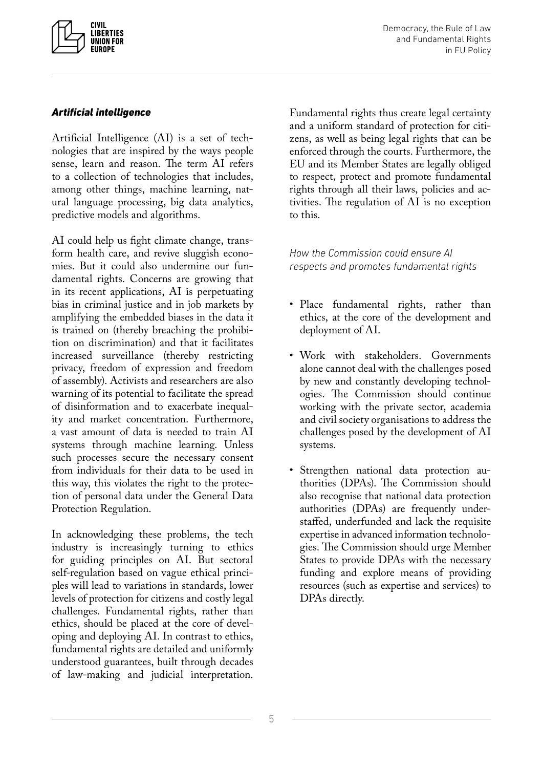### *Artificial intelligence*

Artificial Intelligence (AI) is a set of technologies that are inspired by the ways people sense, learn and reason. The term AI refers to a collection of technologies that includes, among other things, machine learning, natural language processing, big data analytics, predictive models and algorithms.

AI could help us fight climate change, transform health care, and revive sluggish economies. But it could also undermine our fundamental rights. Concerns are growing that in its recent applications, AI is perpetuating bias in criminal justice and in job markets by amplifying the embedded biases in the data it is trained on (thereby breaching the prohibition on discrimination) and that it facilitates increased surveillance (thereby restricting privacy, freedom of expression and freedom of assembly). Activists and researchers are also warning of its potential to facilitate the spread of disinformation and to exacerbate inequality and market concentration. Furthermore, a vast amount of data is needed to train AI systems through machine learning. Unless such processes secure the necessary consent from individuals for their data to be used in this way, this violates the right to the protection of personal data under the General Data Protection Regulation.

In acknowledging these problems, the tech industry is increasingly turning to ethics for guiding principles on AI. But sectoral self-regulation based on vague ethical principles will lead to variations in standards, lower levels of protection for citizens and costly legal challenges. Fundamental rights, rather than ethics, should be placed at the core of developing and deploying AI. In contrast to ethics, fundamental rights are detailed and uniformly understood guarantees, built through decades of law-making and judicial interpretation. Fundamental rights thus create legal certainty and a uniform standard of protection for citizens, as well as being legal rights that can be enforced through the courts. Furthermore, the EU and its Member States are legally obliged to respect, protect and promote fundamental rights through all their laws, policies and activities. The regulation of AI is no exception to this.

*How the Commission could ensure AI respects and promotes fundamental rights*

- Place fundamental rights, rather than ethics, at the core of the development and deployment of AI.
- Work with stakeholders. Governments alone cannot deal with the challenges posed by new and constantly developing technologies. The Commission should continue working with the private sector, academia and civil society organisations to address the challenges posed by the development of AI systems.
- Strengthen national data protection authorities (DPAs). The Commission should also recognise that national data protection authorities (DPAs) are frequently understaffed, underfunded and lack the requisite expertise in advanced information technologies. The Commission should urge Member States to provide DPAs with the necessary funding and explore means of providing resources (such as expertise and services) to DPAs directly.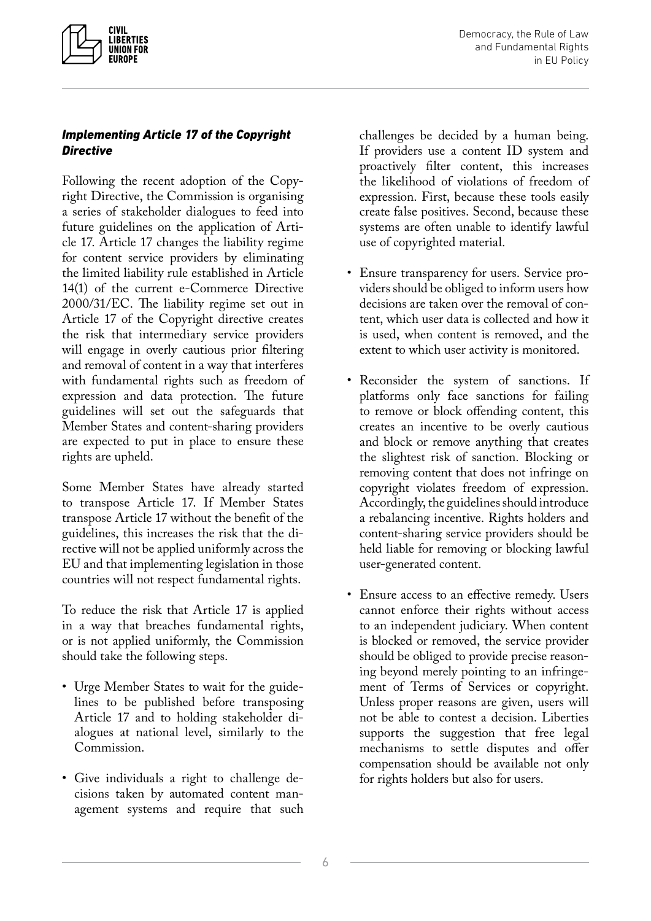### *Implementing Article 17 of the Copyright Directive*

Following the recent adoption of the Copyright Directive, the Commission is organising a series of stakeholder dialogues to feed into future guidelines on the application of Article 17. Article 17 changes the liability regime for content service providers by eliminating the limited liability rule established in Article 14(1) of the current e-Commerce Directive 2000/31/EC. The liability regime set out in Article 17 of the Copyright directive creates the risk that intermediary service providers will engage in overly cautious prior filtering and removal of content in a way that interferes with fundamental rights such as freedom of expression and data protection. The future guidelines will set out the safeguards that Member States and content-sharing providers are expected to put in place to ensure these rights are upheld.

Some Member States have already started to transpose Article 17. If Member States transpose Article 17 without the benefit of the guidelines, this increases the risk that the directive will not be applied uniformly across the EU and that implementing legislation in those countries will not respect fundamental rights.

To reduce the risk that Article 17 is applied in a way that breaches fundamental rights, or is not applied uniformly, the Commission should take the following steps.

- Urge Member States to wait for the guidelines to be published before transposing Article 17 and to holding stakeholder dialogues at national level, similarly to the Commission.
- Give individuals a right to challenge decisions taken by automated content management systems and require that such challenges be decided by a human being. If providers use a content ID system and proactively filter content, this increases the likelihood of violations of freedom of expression. First, because these tools easily create false positives. Second, because these systems are often unable to identify lawful use of copyrighted material.
- Ensure transparency for users. Service providers should be obliged to inform users how decisions are taken over the removal of content, which user data is collected and how it is used, when content is removed, and the extent to which user activity is monitored.
- Reconsider the system of sanctions. If platforms only face sanctions for failing to remove or block offending content, this creates an incentive to be overly cautious and block or remove anything that creates the slightest risk of sanction. Blocking or removing content that does not infringe on copyright violates freedom of expression. Accordingly, the guidelines should introduce a rebalancing incentive. Rights holders and content-sharing service providers should be held liable for removing or blocking lawful user-generated content.
- Ensure access to an effective remedy. Users cannot enforce their rights without access to an independent judiciary. When content is blocked or removed, the service provider should be obliged to provide precise reasoning beyond merely pointing to an infringement of Terms of Services or copyright. Unless proper reasons are given, users will not be able to contest a decision. Liberties supports the suggestion that free legal mechanisms to settle disputes and offer compensation should be available not only for rights holders but also for users.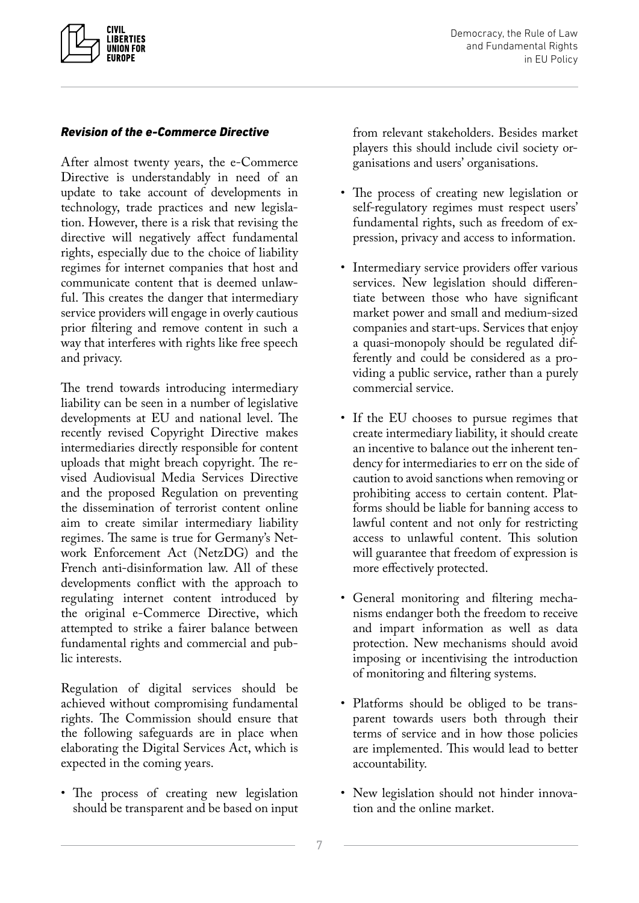### ***Revision of the e-Commerce Directive***

After almost twenty years, the e-Commerce Directive is understandably in need of an update to take account of developments in technology, trade practices and new legislation. However, there is a risk that revising the directive will negatively affect fundamental rights, especially due to the choice of liability regimes for internet companies that host and communicate content that is deemed unlawful. This creates the danger that intermediary service providers will engage in overly cautious prior filtering and remove content in such a way that interferes with rights like free speech and privacy.

The trend towards introducing intermediary liability can be seen in a number of legislative developments at EU and national level. The recently revised Copyright Directive makes intermediaries directly responsible for content uploads that might breach copyright. The revised Audiovisual Media Services Directive and the proposed Regulation on preventing the dissemination of terrorist content online aim to create similar intermediary liability regimes. The same is true for Germany's Network Enforcement Act (NetzDG) and the French anti-disinformation law. All of these developments conflict with the approach to regulating internet content introduced by the original e-Commerce Directive, which attempted to strike a fairer balance between fundamental rights and commercial and public interests.

Regulation of digital services should be achieved without compromising fundamental rights. The Commission should ensure that the following safeguards are in place when elaborating the Digital Services Act, which is expected in the coming years.

- The process of creating new legislation should be transparent and be based on input from relevant stakeholders. Besides market players this should include civil society organisations and users' organisations.
- The process of creating new legislation or self-regulatory regimes must respect users' fundamental rights, such as freedom of expression, privacy and access to information.
- Intermediary service providers offer various services. New legislation should differentiate between those who have significant market power and small and medium-sized companies and start-ups. Services that enjoy a quasi-monopoly should be regulated differently and could be considered as a providing a public service, rather than a purely commercial service.
- If the EU chooses to pursue regimes that create intermediary liability, it should create an incentive to balance out the inherent tendency for intermediaries to err on the side of caution to avoid sanctions when removing or prohibiting access to certain content. Platforms should be liable for banning access to lawful content and not only for restricting access to unlawful content. This solution will guarantee that freedom of expression is more effectively protected.
- General monitoring and filtering mechanisms endanger both the freedom to receive and impart information as well as data protection. New mechanisms should avoid imposing or incentivising the introduction of monitoring and filtering systems.
- Platforms should be obliged to be transparent towards users both through their terms of service and in how those policies are implemented. This would lead to better accountability.
- New legislation should not hinder innovation and the online market.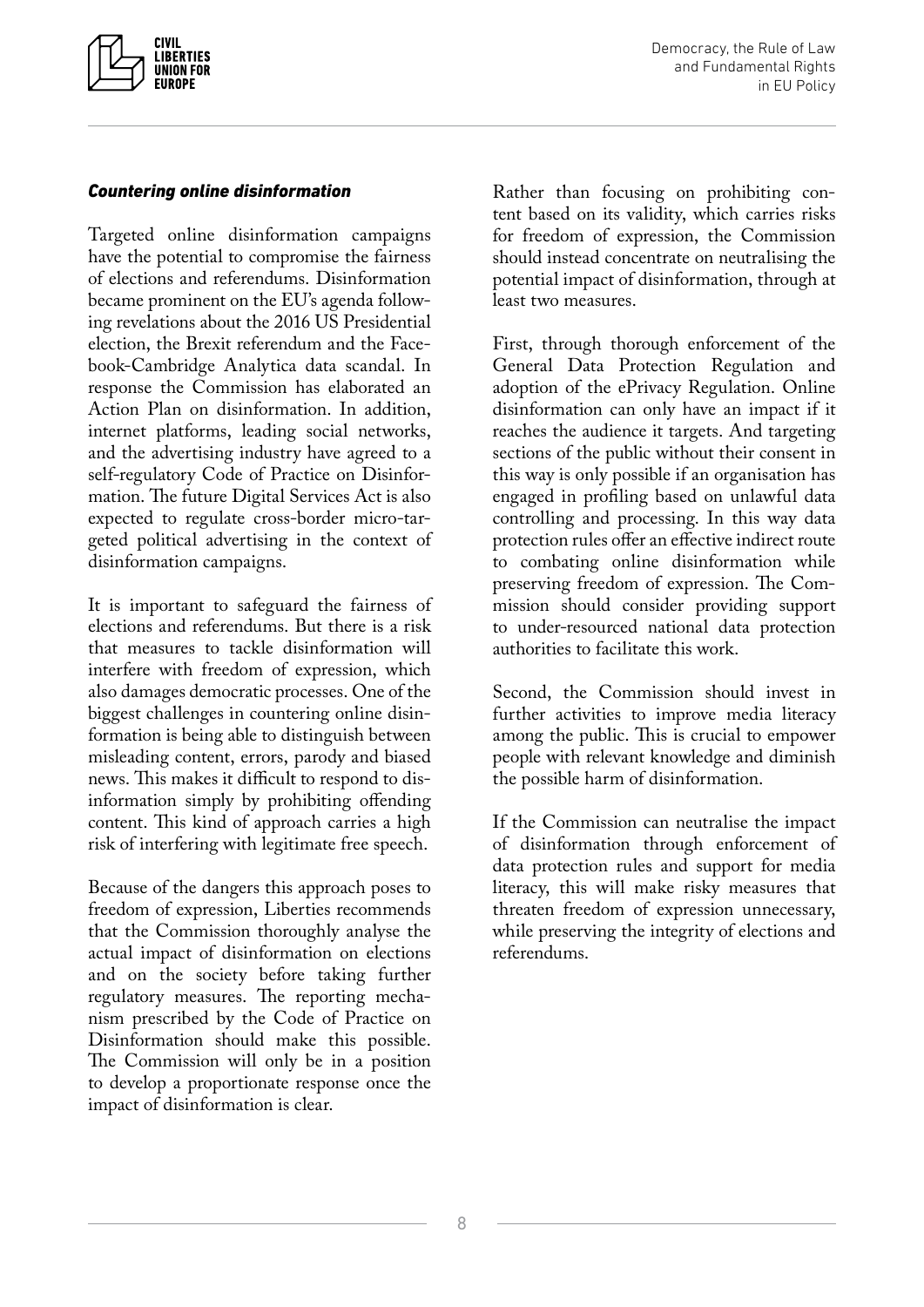### *Countering online disinformation*

Targeted online disinformation campaigns have the potential to compromise the fairness of elections and referendums. Disinformation became prominent on the EU's agenda following revelations about the 2016 US Presidential election, the Brexit referendum and the Facebook-Cambridge Analytica data scandal. In response the Commission has elaborated an Action Plan on disinformation. In addition, internet platforms, leading social networks, and the advertising industry have agreed to a self-regulatory Code of Practice on Disinformation. The future Digital Services Act is also expected to regulate cross-border micro-targeted political advertising in the context of disinformation campaigns.

It is important to safeguard the fairness of elections and referendums. But there is a risk that measures to tackle disinformation will interfere with freedom of expression, which also damages democratic processes. One of the biggest challenges in countering online disinformation is being able to distinguish between misleading content, errors, parody and biased news. This makes it difficult to respond to disinformation simply by prohibiting offending content. This kind of approach carries a high risk of interfering with legitimate free speech.

Because of the dangers this approach poses to freedom of expression, Liberties recommends that the Commission thoroughly analyse the actual impact of disinformation on elections and on the society before taking further regulatory measures. The reporting mechanism prescribed by the Code of Practice on Disinformation should make this possible. The Commission will only be in a position to develop a proportionate response once the impact of disinformation is clear.

Rather than focusing on prohibiting content based on its validity, which carries risks for freedom of expression, the Commission should instead concentrate on neutralising the potential impact of disinformation, through at least two measures.

First, through thorough enforcement of the General Data Protection Regulation and adoption of the ePrivacy Regulation. Online disinformation can only have an impact if it reaches the audience it targets. And targeting sections of the public without their consent in this way is only possible if an organisation has engaged in profiling based on unlawful data controlling and processing. In this way data protection rules offer an effective indirect route to combating online disinformation while preserving freedom of expression. The Commission should consider providing support to under-resourced national data protection authorities to facilitate this work.

Second, the Commission should invest in further activities to improve media literacy among the public. This is crucial to empower people with relevant knowledge and diminish the possible harm of disinformation.

If the Commission can neutralise the impact of disinformation through enforcement of data protection rules and support for media literacy, this will make risky measures that threaten freedom of expression unnecessary, while preserving the integrity of elections and referendums.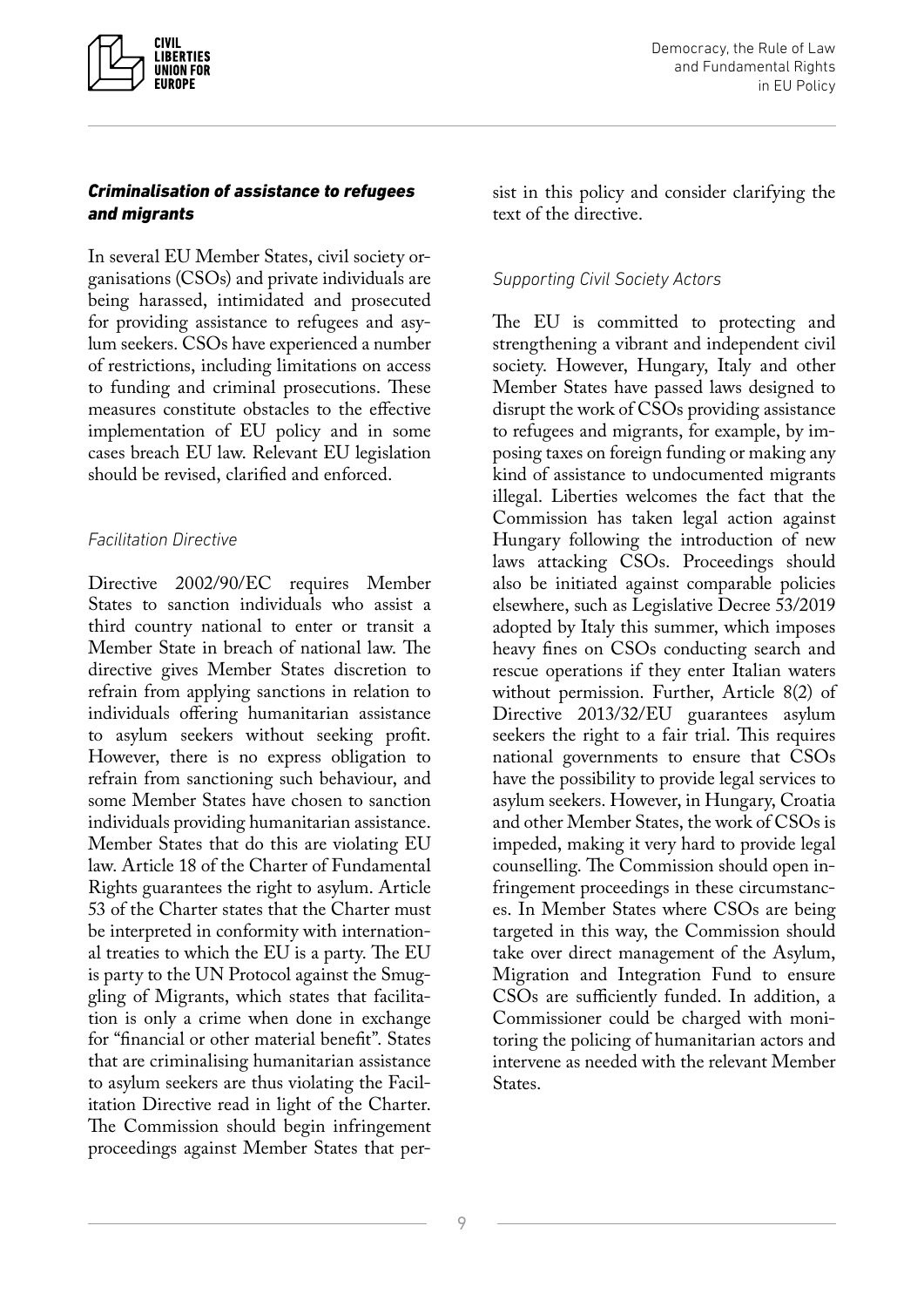### ***Criminalisation of assistance to refugees and migrants***

In several EU Member States, civil society organisations (CSOs) and private individuals are being harassed, intimidated and prosecuted for providing assistance to refugees and asylum seekers. CSOs have experienced a number of restrictions, including limitations on access to funding and criminal prosecutions. These measures constitute obstacles to the effective implementation of EU policy and in some cases breach EU law. Relevant EU legislation should be revised, clarified and enforced.

#### *Facilitation Directive*

Directive 2002/90/EC requires Member States to sanction individuals who assist a third country national to enter or transit a Member State in breach of national law. The directive gives Member States discretion to refrain from applying sanctions in relation to individuals offering humanitarian assistance to asylum seekers without seeking profit. However, there is no express obligation to refrain from sanctioning such behaviour, and some Member States have chosen to sanction individuals providing humanitarian assistance. Member States that do this are violating EU law. Article 18 of the Charter of Fundamental Rights guarantees the right to asylum. Article 53 of the Charter states that the Charter must be interpreted in conformity with international treaties to which the EU is a party. The EU is party to the UN Protocol against the Smuggling of Migrants, which states that facilitation is only a crime when done in exchange for "financial or other material benefit". States that are criminalising humanitarian assistance to asylum seekers are thus violating the Facilitation Directive read in light of the Charter. The Commission should begin infringement proceedings against Member States that persist in this policy and consider clarifying the text of the directive.

#### *Supporting Civil Society Actors*

The EU is committed to protecting and strengthening a vibrant and independent civil society. However, Hungary, Italy and other Member States have passed laws designed to disrupt the work of CSOs providing assistance to refugees and migrants, for example, by imposing taxes on foreign funding or making any kind of assistance to undocumented migrants illegal. Liberties welcomes the fact that the Commission has taken legal action against Hungary following the introduction of new laws attacking CSOs. Proceedings should also be initiated against comparable policies elsewhere, such as Legislative Decree 53/2019 adopted by Italy this summer, which imposes heavy fines on CSOs conducting search and rescue operations if they enter Italian waters without permission. Further, Article 8(2) of Directive 2013/32/EU guarantees asylum seekers the right to a fair trial. This requires national governments to ensure that CSOs have the possibility to provide legal services to asylum seekers. However, in Hungary, Croatia and other Member States, the work of CSOs is impeded, making it very hard to provide legal counselling. The Commission should open infringement proceedings in these circumstances. In Member States where CSOs are being targeted in this way, the Commission should take over direct management of the Asylum, Migration and Integration Fund to ensure CSOs are sufficiently funded. In addition, a Commissioner could be charged with monitoring the policing of humanitarian actors and intervene as needed with the relevant Member States.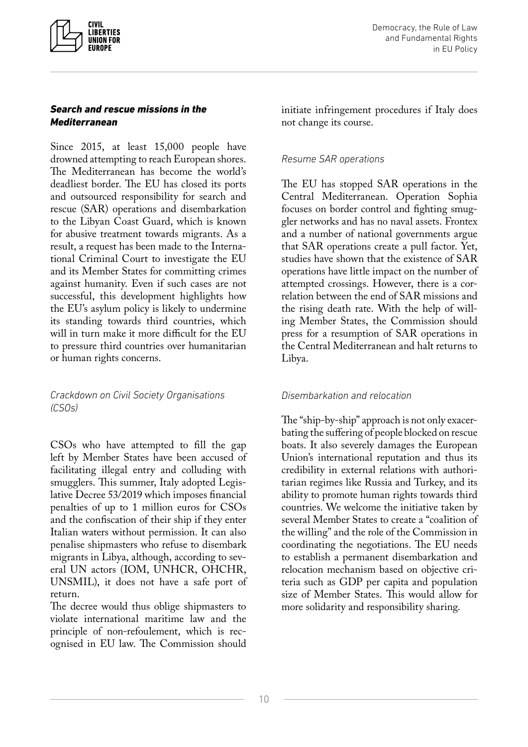### ***Search and rescue missions in the Mediterranean***

Since 2015, at least 15,000 people have drowned attempting to reach European shores. The Mediterranean has become the world's deadliest border. The EU has closed its ports and outsourced responsibility for search and rescue (SAR) operations and disembarkation to the Libyan Coast Guard, which is known for abusive treatment towards migrants. As a result, a request has been made to the International Criminal Court to investigate the EU and its Member States for committing crimes against humanity. Even if such cases are not successful, this development highlights how the EU's asylum policy is likely to undermine its standing towards third countries, which will in turn make it more difficult for the EU to pressure third countries over humanitarian or human rights concerns.

#### *Crackdown on Civil Society Organisations (CSOs)*

CSOs who have attempted to fill the gap left by Member States have been accused of facilitating illegal entry and colluding with smugglers. This summer, Italy adopted Legislative Decree 53/2019 which imposes financial penalties of up to 1 million euros for CSOs and the confiscation of their ship if they enter Italian waters without permission. It can also penalise shipmasters who refuse to disembark migrants in Libya, although, according to several UN actors (IOM, UNHCR, OHCHR, UNSMIL), it does not have a safe port of return.

The decree would thus oblige shipmasters to violate international maritime law and the principle of non-refoulement, which is recognised in EU law. The Commission should initiate infringement procedures if Italy does not change its course.

#### *Resume SAR operations*

The EU has stopped SAR operations in the Central Mediterranean. Operation Sophia focuses on border control and fighting smuggler networks and has no naval assets. Frontex and a number of national governments argue that SAR operations create a pull factor. Yet, studies have shown that the existence of SAR operations have little impact on the number of attempted crossings. However, there is a correlation between the end of SAR missions and the rising death rate. With the help of willing Member States, the Commission should press for a resumption of SAR operations in the Central Mediterranean and halt returns to Libya.

#### *Disembarkation and relocation*

The "ship-by-ship" approach is not only exacerbating the suffering of people blocked on rescue boats. It also severely damages the European Union's international reputation and thus its credibility in external relations with authoritarian regimes like Russia and Turkey, and its ability to promote human rights towards third countries. We welcome the initiative taken by several Member States to create a "coalition of the willing" and the role of the Commission in coordinating the negotiations. The EU needs to establish a permanent disembarkation and relocation mechanism based on objective criteria such as GDP per capita and population size of Member States. This would allow for more solidarity and responsibility sharing.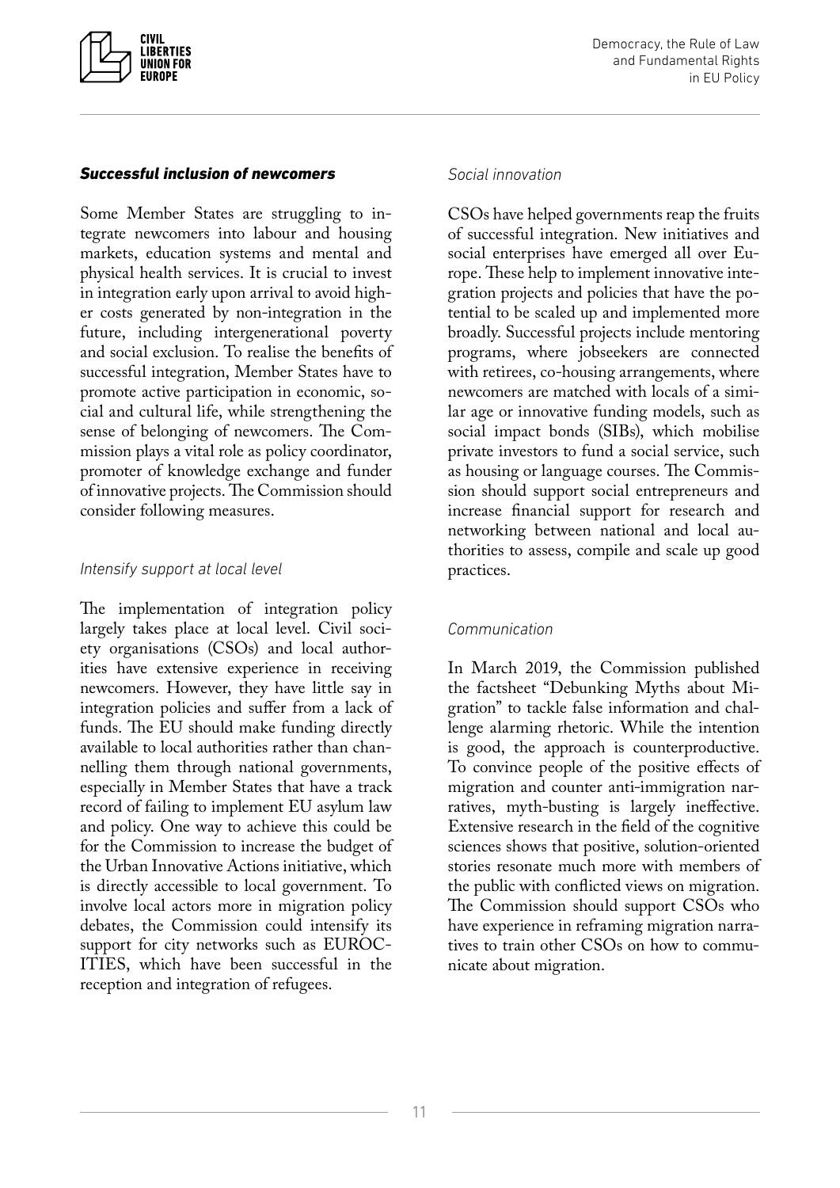### ***Successful inclusion of newcomers***

Some Member States are struggling to integrate newcomers into labour and housing markets, education systems and mental and physical health services. It is crucial to invest in integration early upon arrival to avoid higher costs generated by non-integration in the future, including intergenerational poverty and social exclusion. To realise the benefits of successful integration, Member States have to promote active participation in economic, social and cultural life, while strengthening the sense of belonging of newcomers. The Commission plays a vital role as policy coordinator, promoter of knowledge exchange and funder of innovative projects. The Commission should consider following measures.

*Intensify support at local level*

The implementation of integration policy largely takes place at local level. Civil society organisations (CSOs) and local authorities have extensive experience in receiving newcomers. However, they have little say in integration policies and suffer from a lack of funds. The EU should make funding directly available to local authorities rather than channelling them through national governments, especially in Member States that have a track record of failing to implement EU asylum law and policy. One way to achieve this could be for the Commission to increase the budget of the Urban Innovative Actions initiative, which is directly accessible to local government. To involve local actors more in migration policy debates, the Commission could intensify its support for city networks such as EUROCITIES, which have been successful in the reception and integration of refugees.

*Social innovation*

CSOs have helped governments reap the fruits of successful integration. New initiatives and social enterprises have emerged all over Europe. These help to implement innovative integration projects and policies that have the potential to be scaled up and implemented more broadly. Successful projects include mentoring programs, where jobseekers are connected with retirees, co-housing arrangements, where newcomers are matched with locals of a similar age or innovative funding models, such as social impact bonds (SIBs), which mobilise private investors to fund a social service, such as housing or language courses. The Commission should support social entrepreneurs and increase financial support for research and networking between national and local authorities to assess, compile and scale up good practices.

*Communication*

In March 2019, the Commission published the factsheet "Debunking Myths about Migration" to tackle false information and challenge alarming rhetoric. While the intention is good, the approach is counterproductive. To convince people of the positive effects of migration and counter anti-immigration narratives, myth-busting is largely ineffective. Extensive research in the field of the cognitive sciences shows that positive, solution-oriented stories resonate much more with members of the public with conflicted views on migration. The Commission should support CSOs who have experience in reframing migration narratives to train other CSOs on how to communicate about migration.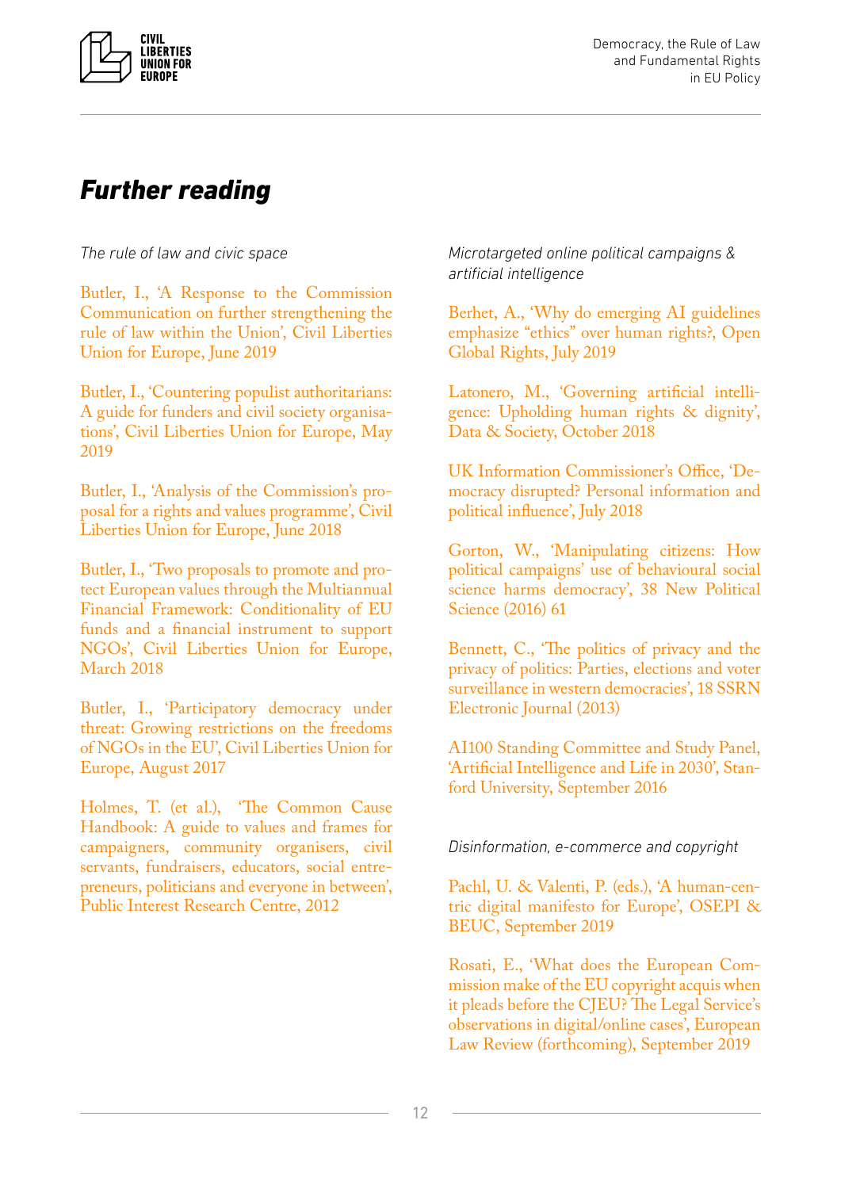# Further reading

*The rule of law and civic space*

Butler, I., 'A Response to the Commission Communication on further strengthening the rule of law within the Union', Civil Liberties Union for Europe, June 2019

Butler, I., 'Countering populist authoritarians: A guide for funders and civil society organisations', Civil Liberties Union for Europe, May 2019

Butler, I., 'Analysis of the Commission's proposal for a rights and values programme', Civil Liberties Union for Europe, June 2018

Butler, I., 'Two proposals to promote and protect European values through the Multiannual Financial Framework: Conditionality of EU funds and a financial instrument to support NGOs', Civil Liberties Union for Europe, March 2018

Butler, I., 'Participatory democracy under threat: Growing restrictions on the freedoms of NGOs in the EU', Civil Liberties Union for Europe, August 2017

Holmes, T. (et al.), 'The Common Cause Handbook: A guide to values and frames for campaigners, community organisers, civil servants, fundraisers, educators, social entrepreneurs, politicians and everyone in between', Public Interest Research Centre, 2012

*Microtargeted online political campaigns & artificial intelligence*

Berhet, A., 'Why do emerging AI guidelines emphasize "ethics" over human rights?, Open Global Rights, July 2019

Latonero, M., 'Governing artificial intelligence: Upholding human rights & dignity', Data & Society, October 2018

UK Information Commissioner's Office, 'Democracy disrupted? Personal information and political influence', July 2018

Gorton, W., 'Manipulating citizens: How political campaigns' use of behavioural social science harms democracy', 38 New Political Science (2016) 61

Bennett, C., 'The politics of privacy and the privacy of politics: Parties, elections and voter surveillance in western democracies', 18 SSRN Electronic Journal (2013)

AI100 Standing Committee and Study Panel, 'Artificial Intelligence and Life in 2030', Stanford University, September 2016

*Disinformation, e-commerce and copyright*

Pachl, U. & Valenti, P. (eds.), 'A human-centric digital manifesto for Europe', OSEPI & BEUC, September 2019

Rosati, E., 'What does the European Commission make of the EU copyright acquis when it pleads before the CJEU? The Legal Service's observations in digital/online cases', European Law Review (forthcoming), September 2019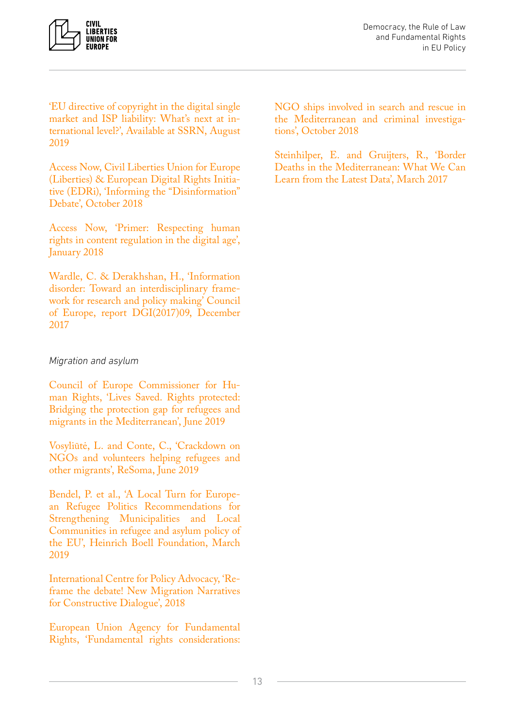'EU directive of copyright in the digital single market and ISP liability: What's next at international level?', Available at SSRN, August 2019

Access Now, Civil Liberties Union for Europe (Liberties) & European Digital Rights Initiative (EDRi), 'Informing the "Disinformation" Debate', October 2018

Access Now, 'Primer: Respecting human rights in content regulation in the digital age', January 2018

Wardle, C. & Derakhshan, H., 'Information disorder: Toward an interdisciplinary framework for research and policy making' Council of Europe, report DGI(2017)09, December 2017

*Migration and asylum*

Council of Europe Commissioner for Human Rights, 'Lives Saved. Rights protected: Bridging the protection gap for refugees and migrants in the Mediterranean', June 2019

Vosyliūtė, L. and Conte, C., 'Crackdown on NGOs and volunteers helping refugees and other migrants', ReSoma, June 2019

Bendel, P. et al., 'A Local Turn for European Refugee Politics Recommendations for Strengthening Municipalities and Local Communities in refugee and asylum policy of the EU', Heinrich Boell Foundation, March 2019

International Centre for Policy Advocacy, 'Reframe the debate! New Migration Narratives for Constructive Dialogue', 2018

European Union Agency for Fundamental Rights, 'Fundamental rights considerations: NGO ships involved in search and rescue in the Mediterranean and criminal investigations', October 2018

Steinhilper, E. and Gruijters, R., 'Border Deaths in the Mediterranean: What We Can Learn from the Latest Data', March 2017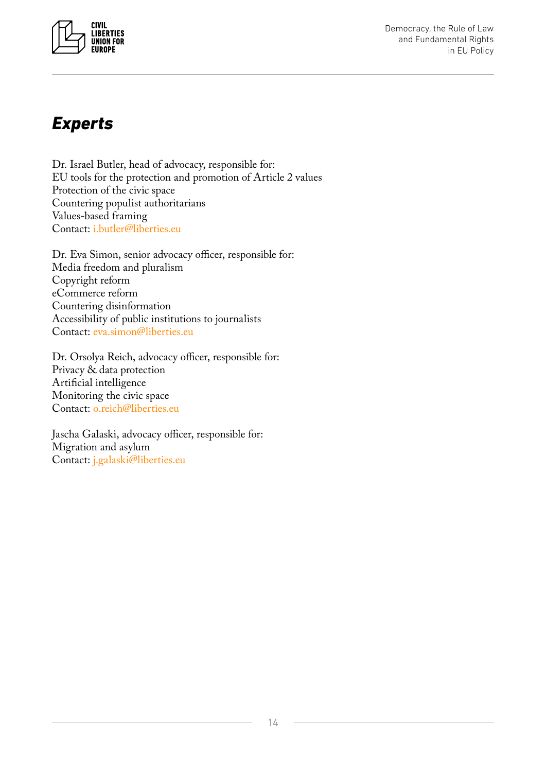# *Experts*

Dr. Israel Butler, head of advocacy, responsible for:
EU tools for the protection and promotion of Article 2 values
Protection of the civic space
Countering populist authoritarians
Values-based framing
Contact: i.butler@liberties.eu

Dr. Eva Simon, senior advocacy officer, responsible for:
Media freedom and pluralism
Copyright reform
eCommerce reform
Countering disinformation
Accessibility of public institutions to journalists
Contact: eva.simon@liberties.eu

Dr. Orsolya Reich, advocacy officer, responsible for:
Privacy & data protection
Artificial intelligence
Monitoring the civic space
Contact: o.reich@liberties.eu

Jascha Galaski, advocacy officer, responsible for:
Migration and asylum
Contact: j.galaski@liberties.eu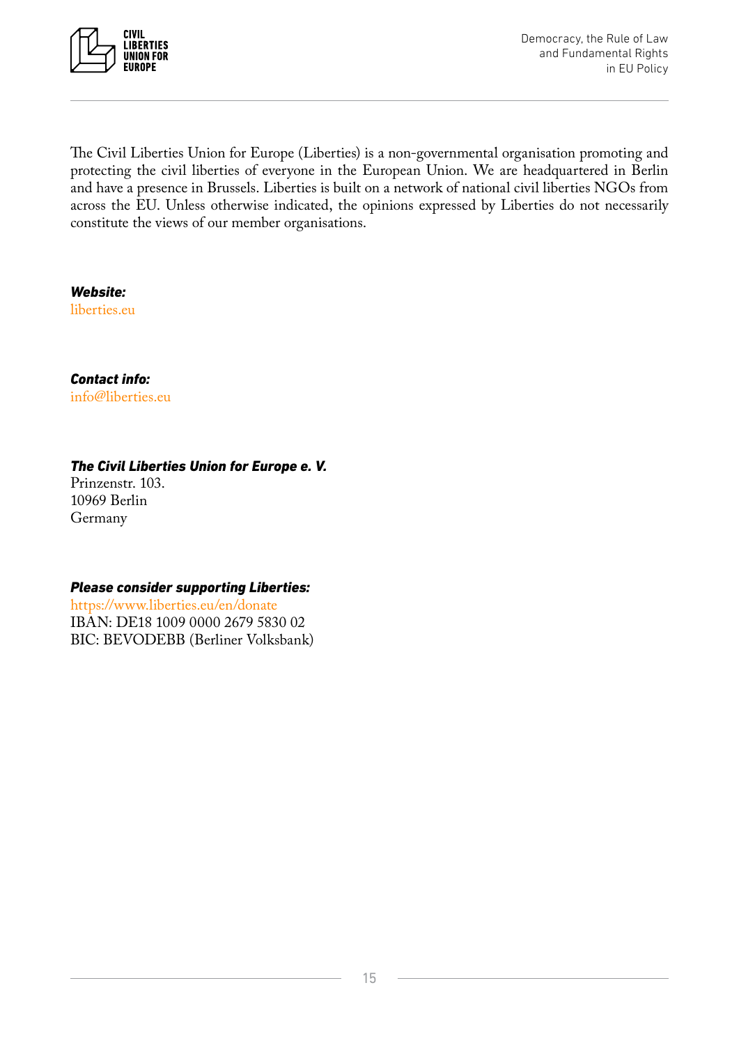The Civil Liberties Union for Europe (Liberties) is a non-governmental organisation promoting and protecting the civil liberties of everyone in the European Union. We are headquartered in Berlin and have a presence in Brussels. Liberties is built on a network of national civil liberties NGOs from across the EU. Unless otherwise indicated, the opinions expressed by Liberties do not necessarily constitute the views of our member organisations.

***Website:***
liberties.eu

***Contact info:***
info@liberties.eu

***The Civil Liberties Union for Europe e. V.***
Prinzenstr. 103.
10969 Berlin
Germany

***Please consider supporting Liberties:***
https://www.liberties.eu/en/donate
IBAN: DE18 1009 0000 2679 5830 02
BIC: BEVODEBB (Berliner Volksbank)